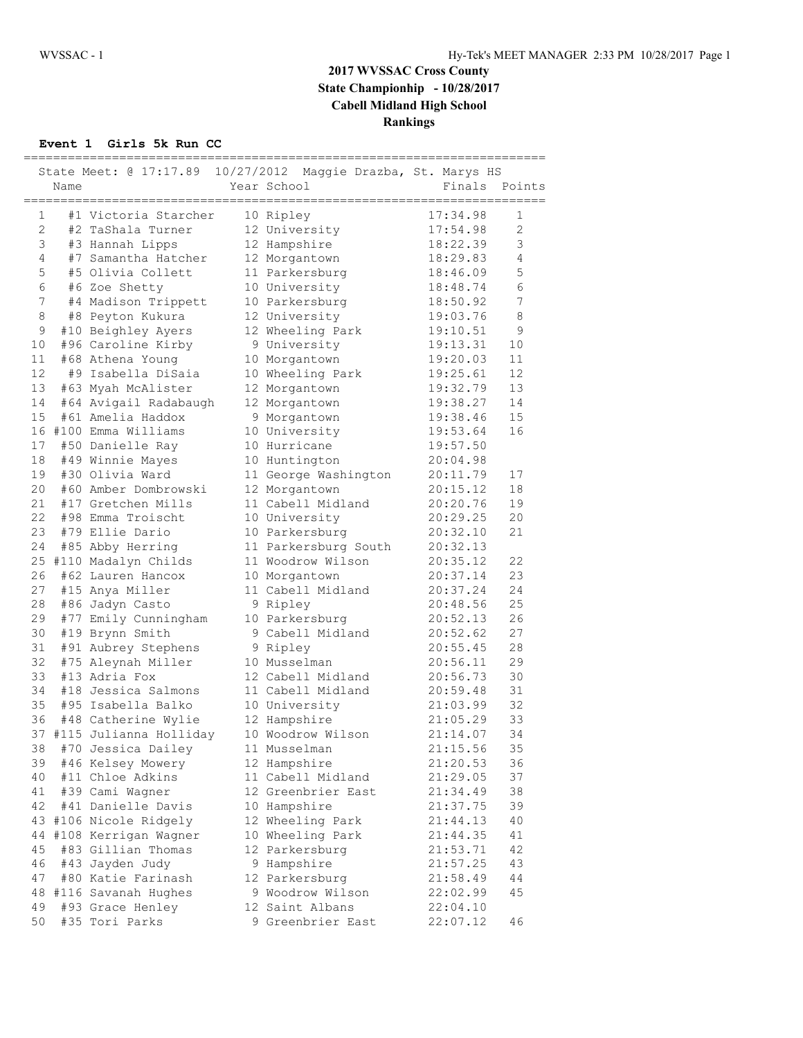# 2017 WVSSAC Cross County
## State Championhip - 10/28/2017
## Cabell Midland High School
## Rankings

### Event 1 Girls 5k Run CC

State Meet: @ 17:17.89 10/27/2012 Maggie Drazba, St. Marys HS

| | Name | Year | School | Finals | Points |
|---|---|---|---|---|---|
| 1 | #1 Victoria Starcher | 10 | Ripley | 17:34.98 | 1 |
| 2 | #2 TaShala Turner | 12 | University | 17:54.98 | 2 |
| 3 | #3 Hannah Lipps | 12 | Hampshire | 18:22.39 | 3 |
| 4 | #7 Samantha Hatcher | 12 | Morgantown | 18:29.83 | 4 |
| 5 | #5 Olivia Collett | 11 | Parkersburg | 18:46.09 | 5 |
| 6 | #6 Zoe Shetty | 10 | University | 18:48.74 | 6 |
| 7 | #4 Madison Trippett | 10 | Parkersburg | 18:50.92 | 7 |
| 8 | #8 Peyton Kukura | 12 | University | 19:03.76 | 8 |
| 9 | #10 Beighley Ayers | 12 | Wheeling Park | 19:10.51 | 9 |
| 10 | #96 Caroline Kirby | 9 | University | 19:13.31 | 10 |
| 11 | #68 Athena Young | 10 | Morgantown | 19:20.03 | 11 |
| 12 | #9 Isabella DiSaia | 10 | Wheeling Park | 19:25.61 | 12 |
| 13 | #63 Myah McAlister | 12 | Morgantown | 19:32.79 | 13 |
| 14 | #64 Avigail Radabaugh | 12 | Morgantown | 19:38.27 | 14 |
| 15 | #61 Amelia Haddox | 9 | Morgantown | 19:38.46 | 15 |
| 16 | #100 Emma Williams | 10 | University | 19:53.64 | 16 |
| 17 | #50 Danielle Ray | 10 | Hurricane | 19:57.50 | |
| 18 | #49 Winnie Mayes | 10 | Huntington | 20:04.98 | |
| 19 | #30 Olivia Ward | 11 | George Washington | 20:11.79 | 17 |
| 20 | #60 Amber Dombrowski | 12 | Morgantown | 20:15.12 | 18 |
| 21 | #17 Gretchen Mills | 11 | Cabell Midland | 20:20.76 | 19 |
| 22 | #98 Emma Troischt | 10 | University | 20:29.25 | 20 |
| 23 | #79 Ellie Dario | 10 | Parkersburg | 20:32.10 | 21 |
| 24 | #85 Abby Herring | 11 | Parkersburg South | 20:32.13 | |
| 25 | #110 Madalyn Childs | 11 | Woodrow Wilson | 20:35.12 | 22 |
| 26 | #62 Lauren Hancox | 10 | Morgantown | 20:37.14 | 23 |
| 27 | #15 Anya Miller | 11 | Cabell Midland | 20:37.24 | 24 |
| 28 | #86 Jadyn Casto | 9 | Ripley | 20:48.56 | 25 |
| 29 | #77 Emily Cunningham | 10 | Parkersburg | 20:52.13 | 26 |
| 30 | #19 Brynn Smith | 9 | Cabell Midland | 20:52.62 | 27 |
| 31 | #91 Aubrey Stephens | 9 | Ripley | 20:55.45 | 28 |
| 32 | #75 Aleynah Miller | 10 | Musselman | 20:56.11 | 29 |
| 33 | #13 Adria Fox | 12 | Cabell Midland | 20:56.73 | 30 |
| 34 | #18 Jessica Salmons | 11 | Cabell Midland | 20:59.48 | 31 |
| 35 | #95 Isabella Balko | 10 | University | 21:03.99 | 32 |
| 36 | #48 Catherine Wylie | 12 | Hampshire | 21:05.29 | 33 |
| 37 | #115 Julianna Holliday | 10 | Woodrow Wilson | 21:14.07 | 34 |
| 38 | #70 Jessica Dailey | 11 | Musselman | 21:15.56 | 35 |
| 39 | #46 Kelsey Mowery | 12 | Hampshire | 21:20.53 | 36 |
| 40 | #11 Chloe Adkins | 11 | Cabell Midland | 21:29.05 | 37 |
| 41 | #39 Cami Wagner | 12 | Greenbrier East | 21:34.49 | 38 |
| 42 | #41 Danielle Davis | 10 | Hampshire | 21:37.75 | 39 |
| 43 | #106 Nicole Ridgely | 12 | Wheeling Park | 21:44.13 | 40 |
| 44 | #108 Kerrigan Wagner | 10 | Wheeling Park | 21:44.35 | 41 |
| 45 | #83 Gillian Thomas | 12 | Parkersburg | 21:53.71 | 42 |
| 46 | #43 Jayden Judy | 9 | Hampshire | 21:57.25 | 43 |
| 47 | #80 Katie Farinash | 12 | Parkersburg | 21:58.49 | 44 |
| 48 | #116 Savanah Hughes | 9 | Woodrow Wilson | 22:02.99 | 45 |
| 49 | #93 Grace Henley | 12 | Saint Albans | 22:04.10 | |
| 50 | #35 Tori Parks | 9 | Greenbrier East | 22:07.12 | 46 |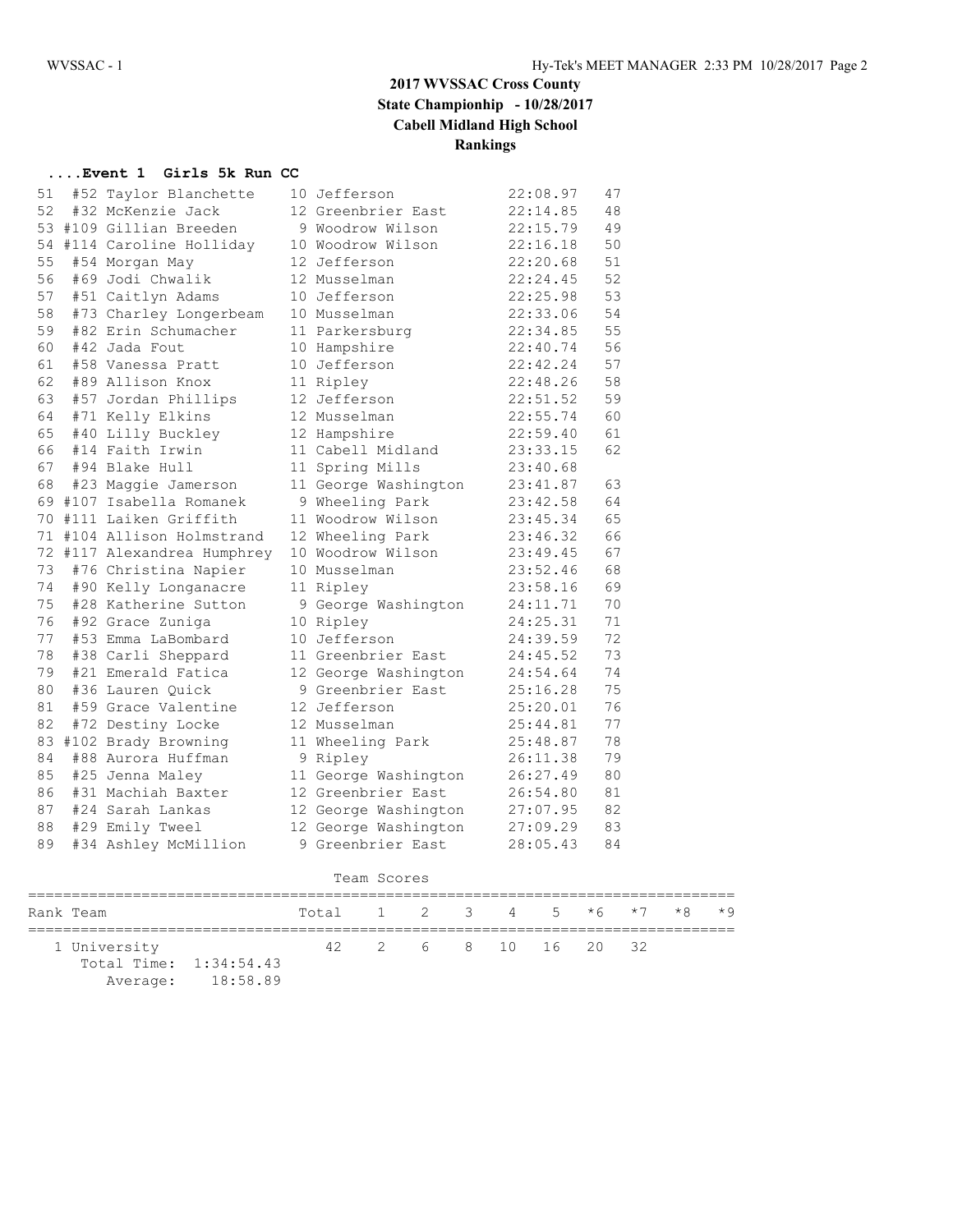# 2017 WVSSAC Cross County
## State Championhip - 10/28/2017
## Cabell Midland High School
## Rankings

**....Event 1 Girls 5k Run CC**

| Place | Bib | Name | Yr | School | Time | Points |
|---|---|---|---|---|---|---|
| 51 | #52 | Taylor Blanchette | 10 | Jefferson | 22:08.97 | 47 |
| 52 | #32 | McKenzie Jack | 12 | Greenbrier East | 22:14.85 | 48 |
| 53 | #109 | Gillian Breeden | 9 | Woodrow Wilson | 22:15.79 | 49 |
| 54 | #114 | Caroline Holliday | 10 | Woodrow Wilson | 22:16.18 | 50 |
| 55 | #54 | Morgan May | 12 | Jefferson | 22:20.68 | 51 |
| 56 | #69 | Jodi Chwalik | 12 | Musselman | 22:24.45 | 52 |
| 57 | #51 | Caitlyn Adams | 10 | Jefferson | 22:25.98 | 53 |
| 58 | #73 | Charley Longerbeam | 10 | Musselman | 22:33.06 | 54 |
| 59 | #82 | Erin Schumacher | 11 | Parkersburg | 22:34.85 | 55 |
| 60 | #42 | Jada Fout | 10 | Hampshire | 22:40.74 | 56 |
| 61 | #58 | Vanessa Pratt | 10 | Jefferson | 22:42.24 | 57 |
| 62 | #89 | Allison Knox | 11 | Ripley | 22:48.26 | 58 |
| 63 | #57 | Jordan Phillips | 12 | Jefferson | 22:51.52 | 59 |
| 64 | #71 | Kelly Elkins | 12 | Musselman | 22:55.74 | 60 |
| 65 | #40 | Lilly Buckley | 12 | Hampshire | 22:59.40 | 61 |
| 66 | #14 | Faith Irwin | 11 | Cabell Midland | 23:33.15 | 62 |
| 67 | #94 | Blake Hull | 11 | Spring Mills | 23:40.68 | |
| 68 | #23 | Maggie Jamerson | 11 | George Washington | 23:41.87 | 63 |
| 69 | #107 | Isabella Romanek | 9 | Wheeling Park | 23:42.58 | 64 |
| 70 | #111 | Laiken Griffith | 11 | Woodrow Wilson | 23:45.34 | 65 |
| 71 | #104 | Allison Holmstrand | 12 | Wheeling Park | 23:46.32 | 66 |
| 72 | #117 | Alexandrea Humphrey | 10 | Woodrow Wilson | 23:49.45 | 67 |
| 73 | #76 | Christina Napier | 10 | Musselman | 23:52.46 | 68 |
| 74 | #90 | Kelly Longanacre | 11 | Ripley | 23:58.16 | 69 |
| 75 | #28 | Katherine Sutton | 9 | George Washington | 24:11.71 | 70 |
| 76 | #92 | Grace Zuniga | 10 | Ripley | 24:25.31 | 71 |
| 77 | #53 | Emma LaBombard | 10 | Jefferson | 24:39.59 | 72 |
| 78 | #38 | Carli Sheppard | 11 | Greenbrier East | 24:45.52 | 73 |
| 79 | #21 | Emerald Fatica | 12 | George Washington | 24:54.64 | 74 |
| 80 | #36 | Lauren Quick | 9 | Greenbrier East | 25:16.28 | 75 |
| 81 | #59 | Grace Valentine | 12 | Jefferson | 25:20.01 | 76 |
| 82 | #72 | Destiny Locke | 12 | Musselman | 25:44.81 | 77 |
| 83 | #102 | Brady Browning | 11 | Wheeling Park | 25:48.87 | 78 |
| 84 | #88 | Aurora Huffman | 9 | Ripley | 26:11.38 | 79 |
| 85 | #25 | Jenna Maley | 11 | George Washington | 26:27.49 | 80 |
| 86 | #31 | Machiah Baxter | 12 | Greenbrier East | 26:54.80 | 81 |
| 87 | #24 | Sarah Lankas | 12 | George Washington | 27:07.95 | 82 |
| 88 | #29 | Emily Tweel | 12 | George Washington | 27:09.29 | 83 |
| 89 | #34 | Ashley McMillion | 9 | Greenbrier East | 28:05.43 | 84 |

### Team Scores

| Rank | Team | Total | 1 | 2 | 3 | 4 | 5 | *6 | *7 | *8 | *9 |
|---|---|---|---|---|---|---|---|---|---|---|---|
| 1 | University | 42 | 2 | 6 | 8 | 10 | 16 | 20 | 32 | | |

Total Time: 1:34:54.43
Average: 18:58.89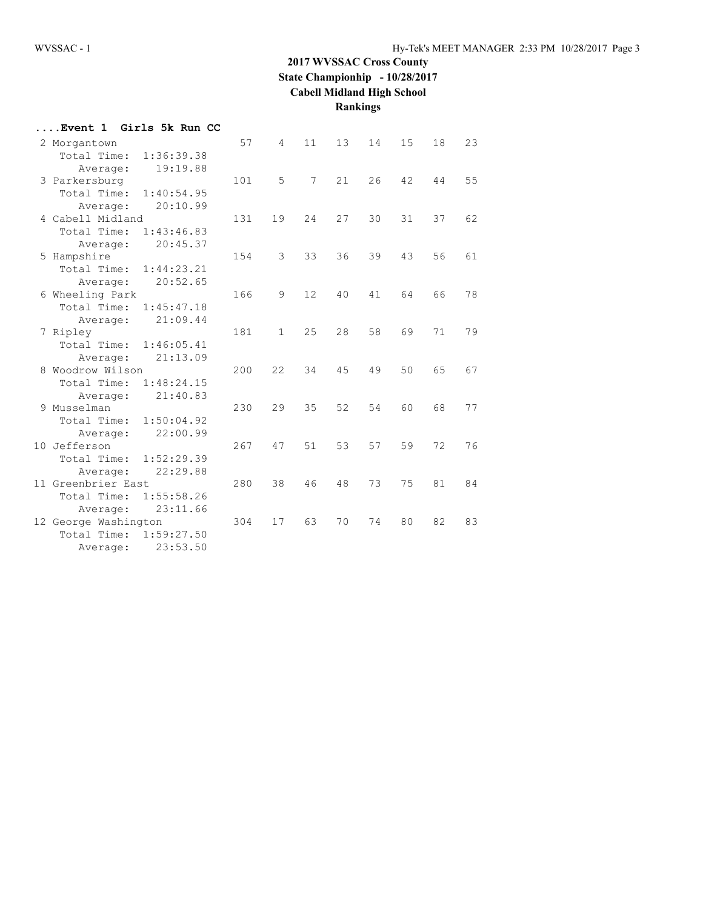# 2017 WVSSAC Cross County

## State Championip - 10/28/2017

## Cabell Midland High School

## Rankings

**....Event 1 Girls 5k Run CC**

| | | | | | | | | |
|---|---|---|---|---|---|---|---|---|
| 2 Morgantown | 57 | 4 | 11 | 13 | 14 | 15 | 18 | 23 |
| Total Time: 1:36:39.38 | | | | | | | | |
| Average: 19:19.88 | | | | | | | | |
| 3 Parkersburg | 101 | 5 | 7 | 21 | 26 | 42 | 44 | 55 |
| Total Time: 1:40:54.95 | | | | | | | | |
| Average: 20:10.99 | | | | | | | | |
| 4 Cabell Midland | 131 | 19 | 24 | 27 | 30 | 31 | 37 | 62 |
| Total Time: 1:43:46.83 | | | | | | | | |
| Average: 20:45.37 | | | | | | | | |
| 5 Hampshire | 154 | 3 | 33 | 36 | 39 | 43 | 56 | 61 |
| Total Time: 1:44:23.21 | | | | | | | | |
| Average: 20:52.65 | | | | | | | | |
| 6 Wheeling Park | 166 | 9 | 12 | 40 | 41 | 64 | 66 | 78 |
| Total Time: 1:45:47.18 | | | | | | | | |
| Average: 21:09.44 | | | | | | | | |
| 7 Ripley | 181 | 1 | 25 | 28 | 58 | 69 | 71 | 79 |
| Total Time: 1:46:05.41 | | | | | | | | |
| Average: 21:13.09 | | | | | | | | |
| 8 Woodrow Wilson | 200 | 22 | 34 | 45 | 49 | 50 | 65 | 67 |
| Total Time: 1:48:24.15 | | | | | | | | |
| Average: 21:40.83 | | | | | | | | |
| 9 Musselman | 230 | 29 | 35 | 52 | 54 | 60 | 68 | 77 |
| Total Time: 1:50:04.92 | | | | | | | | |
| Average: 22:00.99 | | | | | | | | |
| 10 Jefferson | 267 | 47 | 51 | 53 | 57 | 59 | 72 | 76 |
| Total Time: 1:52:29.39 | | | | | | | | |
| Average: 22:29.88 | | | | | | | | |
| 11 Greenbrier East | 280 | 38 | 46 | 48 | 73 | 75 | 81 | 84 |
| Total Time: 1:55:58.26 | | | | | | | | |
| Average: 23:11.66 | | | | | | | | |
| 12 George Washington | 304 | 17 | 63 | 70 | 74 | 80 | 82 | 83 |
| Total Time: 1:59:27.50 | | | | | | | | |
| Average: 23:53.50 | | | | | | | | |